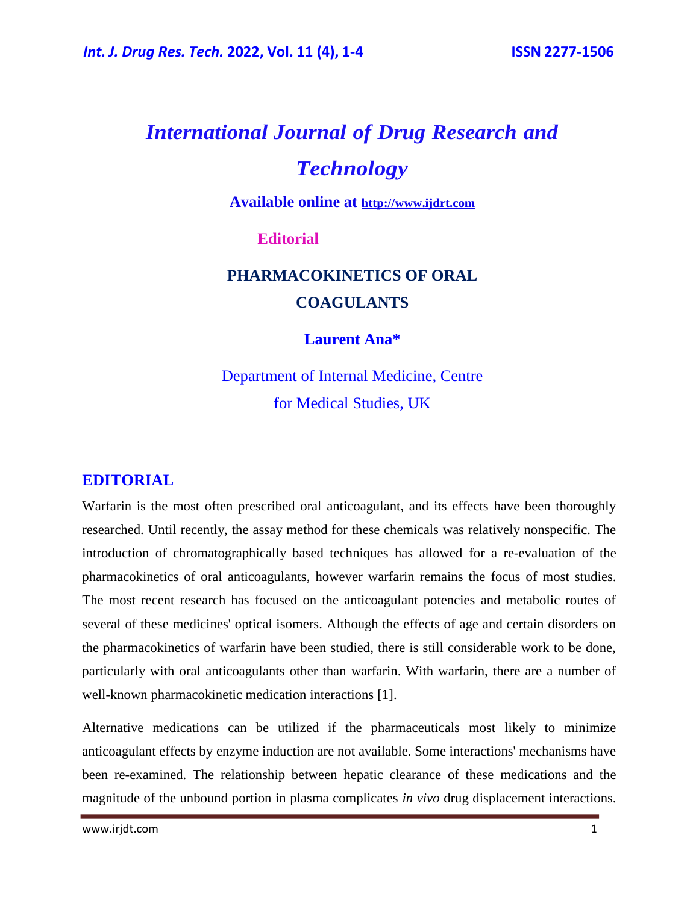# *International Journal of Drug Research and Technology*

**Available online at http://www.ijdrt.com**

**Editorial**

## PHARMACOKINETICS OF ORAL COAGULANTS

**Laurent Ana***

Department of Internal Medicine, Centre for Medical Studies, UK

---

## EDITORIAL

Warfarin is the most often prescribed oral anticoagulant, and its effects have been thoroughly researched. Until recently, the assay method for these chemicals was relatively nonspecific. The introduction of chromatographically based techniques has allowed for a re-evaluation of the pharmacokinetics of oral anticoagulants, however warfarin remains the focus of most studies. The most recent research has focused on the anticoagulant potencies and metabolic routes of several of these medicines' optical isomers. Although the effects of age and certain disorders on the pharmacokinetics of warfarin have been studied, there is still considerable work to be done, particularly with oral anticoagulants other than warfarin. With warfarin, there are a number of well-known pharmacokinetic medication interactions [1].

Alternative medications can be utilized if the pharmaceuticals most likely to minimize anticoagulant effects by enzyme induction are not available. Some interactions' mechanisms have been re-examined. The relationship between hepatic clearance of these medications and the magnitude of the unbound portion in plasma complicates *in vivo* drug displacement interactions.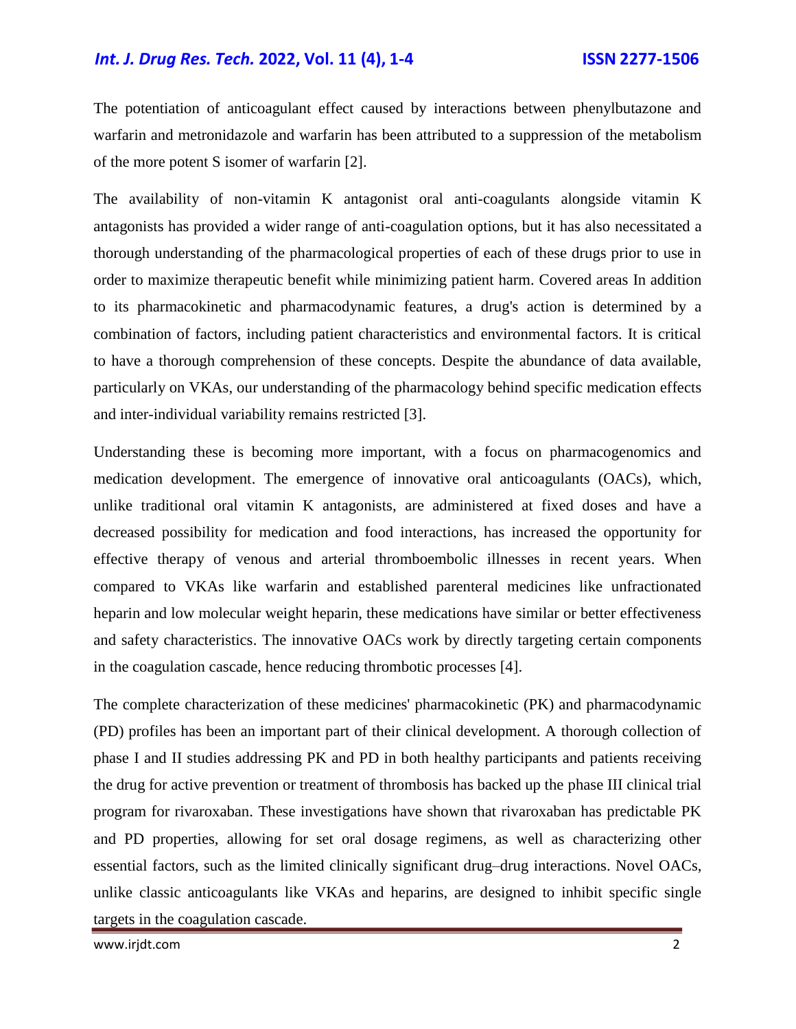The potentiation of anticoagulant effect caused by interactions between phenylbutazone and warfarin and metronidazole and warfarin has been attributed to a suppression of the metabolism of the more potent S isomer of warfarin [2].

The availability of non-vitamin K antagonist oral anti-coagulants alongside vitamin K antagonists has provided a wider range of anti-coagulation options, but it has also necessitated a thorough understanding of the pharmacological properties of each of these drugs prior to use in order to maximize therapeutic benefit while minimizing patient harm. Covered areas In addition to its pharmacokinetic and pharmacodynamic features, a drug's action is determined by a combination of factors, including patient characteristics and environmental factors. It is critical to have a thorough comprehension of these concepts. Despite the abundance of data available, particularly on VKAs, our understanding of the pharmacology behind specific medication effects and inter-individual variability remains restricted [3].

Understanding these is becoming more important, with a focus on pharmacogenomics and medication development. The emergence of innovative oral anticoagulants (OACs), which, unlike traditional oral vitamin K antagonists, are administered at fixed doses and have a decreased possibility for medication and food interactions, has increased the opportunity for effective therapy of venous and arterial thromboembolic illnesses in recent years. When compared to VKAs like warfarin and established parenteral medicines like unfractionated heparin and low molecular weight heparin, these medications have similar or better effectiveness and safety characteristics. The innovative OACs work by directly targeting certain components in the coagulation cascade, hence reducing thrombotic processes [4].

The complete characterization of these medicines' pharmacokinetic (PK) and pharmacodynamic (PD) profiles has been an important part of their clinical development. A thorough collection of phase I and II studies addressing PK and PD in both healthy participants and patients receiving the drug for active prevention or treatment of thrombosis has backed up the phase III clinical trial program for rivaroxaban. These investigations have shown that rivaroxaban has predictable PK and PD properties, allowing for set oral dosage regimens, as well as characterizing other essential factors, such as the limited clinically significant drug–drug interactions. Novel OACs, unlike classic anticoagulants like VKAs and heparins, are designed to inhibit specific single targets in the coagulation cascade.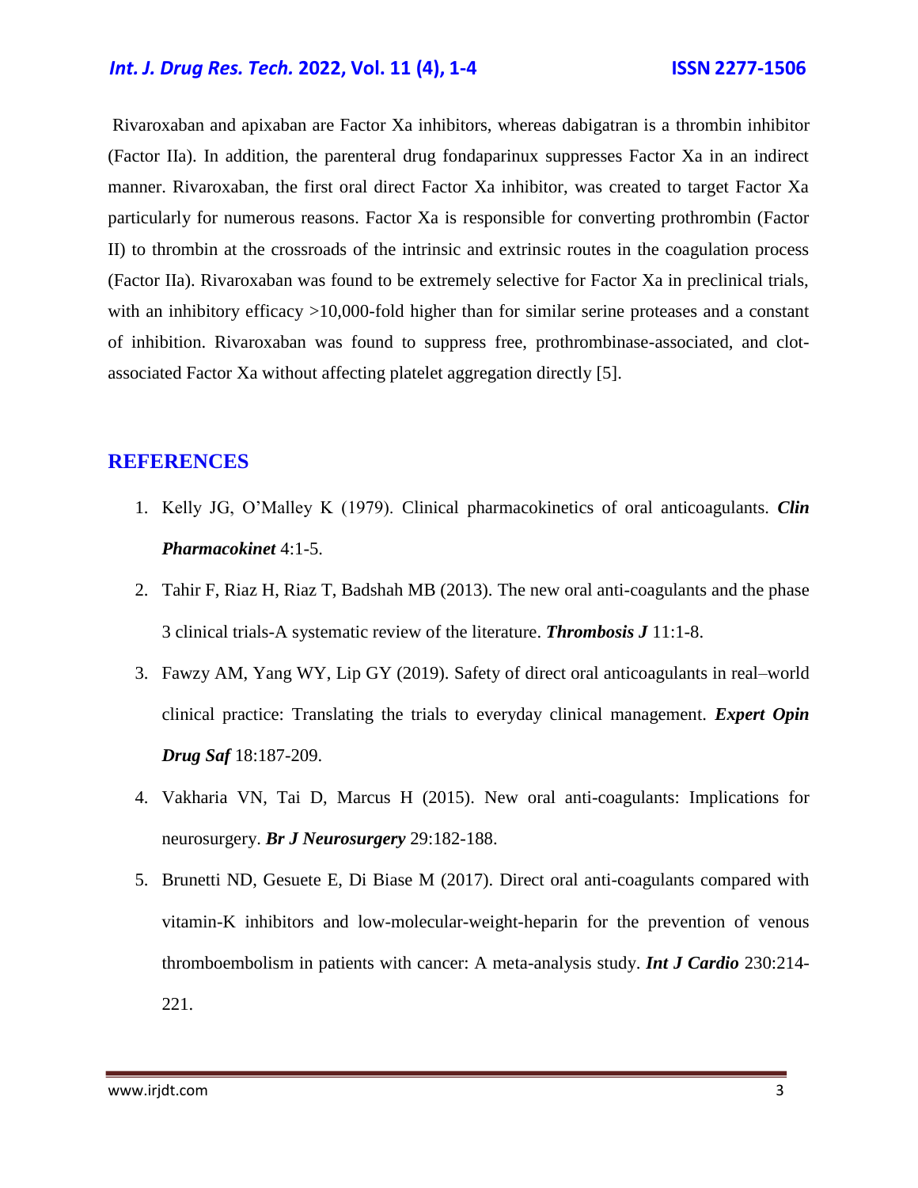Rivaroxaban and apixaban are Factor Xa inhibitors, whereas dabigatran is a thrombin inhibitor (Factor IIa). In addition, the parenteral drug fondaparinux suppresses Factor Xa in an indirect manner. Rivaroxaban, the first oral direct Factor Xa inhibitor, was created to target Factor Xa particularly for numerous reasons. Factor Xa is responsible for converting prothrombin (Factor II) to thrombin at the crossroads of the intrinsic and extrinsic routes in the coagulation process (Factor IIa). Rivaroxaban was found to be extremely selective for Factor Xa in preclinical trials, with an inhibitory efficacy >10,000-fold higher than for similar serine proteases and a constant of inhibition. Rivaroxaban was found to suppress free, prothrombinase-associated, and clot-associated Factor Xa without affecting platelet aggregation directly [5].

## REFERENCES

1. Kelly JG, O'Malley K (1979). Clinical pharmacokinetics of oral anticoagulants. ***Clin Pharmacokinet*** 4:1-5.
2. Tahir F, Riaz H, Riaz T, Badshah MB (2013). The new oral anti-coagulants and the phase 3 clinical trials-A systematic review of the literature. ***Thrombosis J*** 11:1-8.
3. Fawzy AM, Yang WY, Lip GY (2019). Safety of direct oral anticoagulants in real–world clinical practice: Translating the trials to everyday clinical management. ***Expert Opin Drug Saf*** 18:187-209.
4. Vakharia VN, Tai D, Marcus H (2015). New oral anti-coagulants: Implications for neurosurgery. ***Br J Neurosurgery*** 29:182-188.
5. Brunetti ND, Gesuete E, Di Biase M (2017). Direct oral anti-coagulants compared with vitamin-K inhibitors and low-molecular-weight-heparin for the prevention of venous thromboembolism in patients with cancer: A meta-analysis study. ***Int J Cardio*** 230:214-221.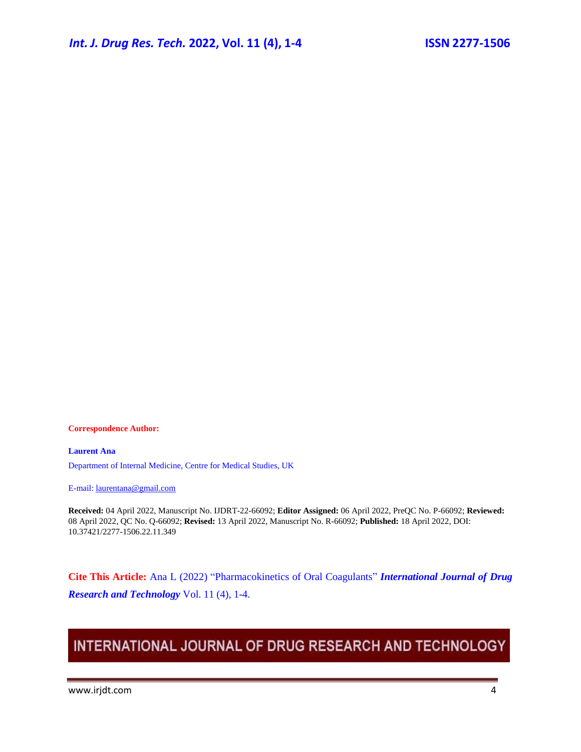**Correspondence Author:**

**Laurent Ana**

Department of Internal Medicine, Centre for Medical Studies, UK

E-mail: laurentana@gmail.com

**Received:** 04 April 2022, Manuscript No. IJDRT-22-66092; **Editor Assigned:** 06 April 2022, PreQC No. P-66092; **Reviewed:** 08 April 2022, QC No. Q-66092; **Revised:** 13 April 2022, Manuscript No. R-66092; **Published:** 18 April 2022, DOI: 10.37421/2277-1506.22.11.349

**Cite This Article:** Ana L (2022) "Pharmacokinetics of Oral Coagulants" ***International Journal of Drug Research and Technology*** Vol. 11 (4), 1-4.

INTERNATIONAL JOURNAL OF DRUG RESEARCH AND TECHNOLOGY